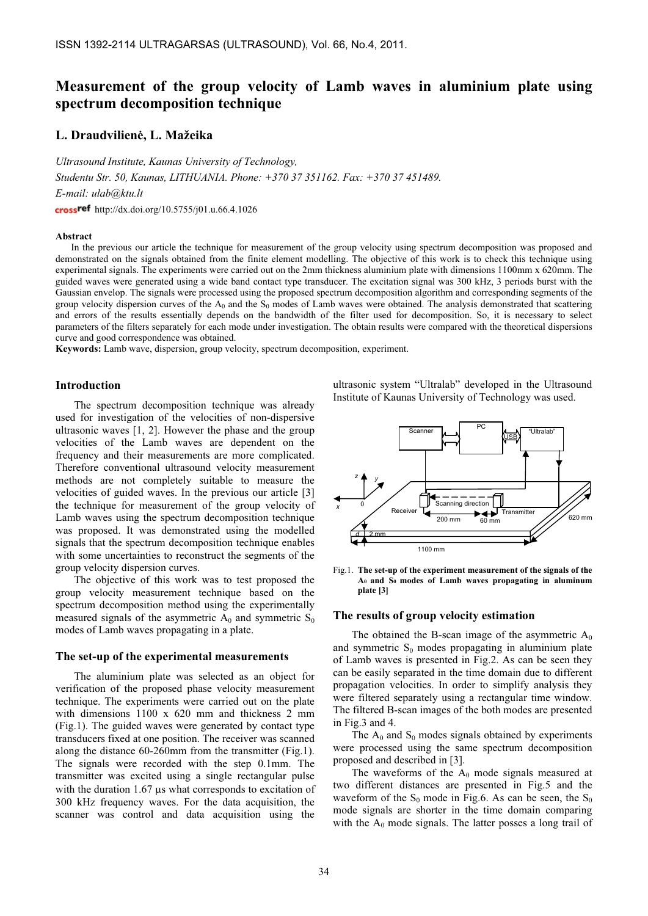# Measurement of the group velocity of Lamb waves in aluminium plate using spectrum decomposition technique

## L. Draudvilienė, L. Mažeika

*Ultrasound Institute, Kaunas University of Technology,*
*Studentu Str. 50, Kaunas, LITHUANIA. Phone: +370 37 351162. Fax: +370 37 451489.*
*E-mail: ulab@ktu.lt*

http://dx.doi.org/10.5755/j01.u.66.4.1026

### Abstract

In the previous our article the technique for measurement of the group velocity using spectrum decomposition was proposed and demonstrated on the signals obtained from the finite element modelling. The objective of this work is to check this technique using experimental signals. The experiments were carried out on the 2mm thickness aluminium plate with dimensions 1100mm x 620mm. The guided waves were generated using a wide band contact type transducer. The excitation signal was 300 kHz, 3 periods burst with the Gaussian envelop. The signals were processed using the proposed spectrum decomposition algorithm and corresponding segments of the group velocity dispersion curves of the $A_0$ and the $S_0$ modes of Lamb waves were obtained. The analysis demonstrated that scattering and errors of the results essentially depends on the bandwidth of the filter used for decomposition. So, it is necessary to select parameters of the filters separately for each mode under investigation. The obtain results were compared with the theoretical dispersions curve and good correspondence was obtained.

**Keywords:** Lamb wave, dispersion, group velocity, spectrum decomposition, experiment.

## Introduction

The spectrum decomposition technique was already used for investigation of the velocities of non-dispersive ultrasonic waves [1, 2]. However the phase and the group velocities of the Lamb waves are dependent on the frequency and their measurements are more complicated. Therefore conventional ultrasound velocity measurement methods are not completely suitable to measure the velocities of guided waves. In the previous our article [3] the technique for measurement of the group velocity of Lamb waves using the spectrum decomposition technique was proposed. It was demonstrated using the modelled signals that the spectrum decomposition technique enables with some uncertainties to reconstruct the segments of the group velocity dispersion curves.

The objective of this work was to test proposed the group velocity measurement technique based on the spectrum decomposition method using the experimentally measured signals of the asymmetric $A_0$ and symmetric $S_0$ modes of Lamb waves propagating in a plate.

## The set-up of the experimental measurements

The aluminium plate was selected as an object for verification of the proposed phase velocity measurement technique. The experiments were carried out on the plate with dimensions 1100 x 620 mm and thickness 2 mm (Fig.1). The guided waves were generated by contact type transducers fixed at one position. The receiver was scanned along the distance 60-260mm from the transmitter (Fig.1). The signals were recorded with the step 0.1mm. The transmitter was excited using a single rectangular pulse with the duration 1.67 μs what corresponds to excitation of 300 kHz frequency waves. For the data acquisition, the scanner was control and data acquisition using the ultrasonic system "Ultralab" developed in the Ultrasound Institute of Kaunas University of Technology was used.

Fig.1. **The set-up of the experiment measurement of the signals of the $A_0$ and $S_0$ modes of Lamb waves propagating in aluminum plate [3]**

## The results of group velocity estimation

The obtained the B-scan image of the asymmetric $A_0$ and symmetric $S_0$ modes propagating in aluminium plate of Lamb waves is presented in Fig.2. As can be seen they can be easily separated in the time domain due to different propagation velocities. In order to simplify analysis they were filtered separately using a rectangular time window. The filtered B-scan images of the both modes are presented in Fig.3 and 4.

The $A_0$ and $S_0$ modes signals obtained by experiments were processed using the same spectrum decomposition proposed and described in [3].

The waveforms of the $A_0$ mode signals measured at two different distances are presented in Fig.5 and the waveform of the $S_0$ mode in Fig.6. As can be seen, the $S_0$ mode signals are shorter in the time domain comparing with the $A_0$ mode signals. The latter posses a long trail of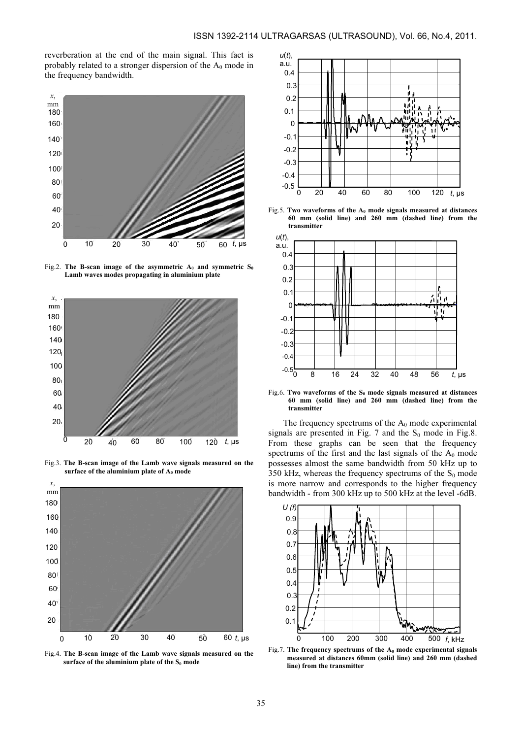reverberation at the end of the main signal. This fact is probably related to a stronger dispersion of the $A_0$ mode in the frequency bandwidth.

Fig.2. **The B-scan image of the asymmetric $A_0$ and symmetric $S_0$ Lamb waves modes propagating in aluminium plate**

Fig.3. **The B-scan image of the Lamb wave signals measured on the surface of the aluminium plate of $A_0$ mode**

Fig.4. **The B-scan image of the Lamb wave signals measured on the surface of the aluminium plate of the $S_0$ mode**

Fig.5. **Two waveforms of the $A_0$ mode signals measured at distances 60 mm (solid line) and 260 mm (dashed line) from the transmitter**

Fig.6. **Two waveforms of the $S_0$ mode signals measured at distances 60 mm (solid line) and 260 mm (dashed line) from the transmitter**

The frequency spectrums of the $A_0$ mode experimental signals are presented in Fig. 7 and the $S_0$ mode in Fig.8. From these graphs can be seen that the frequency spectrums of the first and the last signals of the $A_0$ mode possesses almost the same bandwidth from 50 kHz up to 350 kHz, whereas the frequency spectrums of the $S_0$ mode is more narrow and corresponds to the higher frequency bandwidth - from 300 kHz up to 500 kHz at the level -6dB.

Fig.7. **The frequency spectrums of the $A_0$ mode experimental signals measured at distances 60mm (solid line) and 260 mm (dashed line) from the transmitter**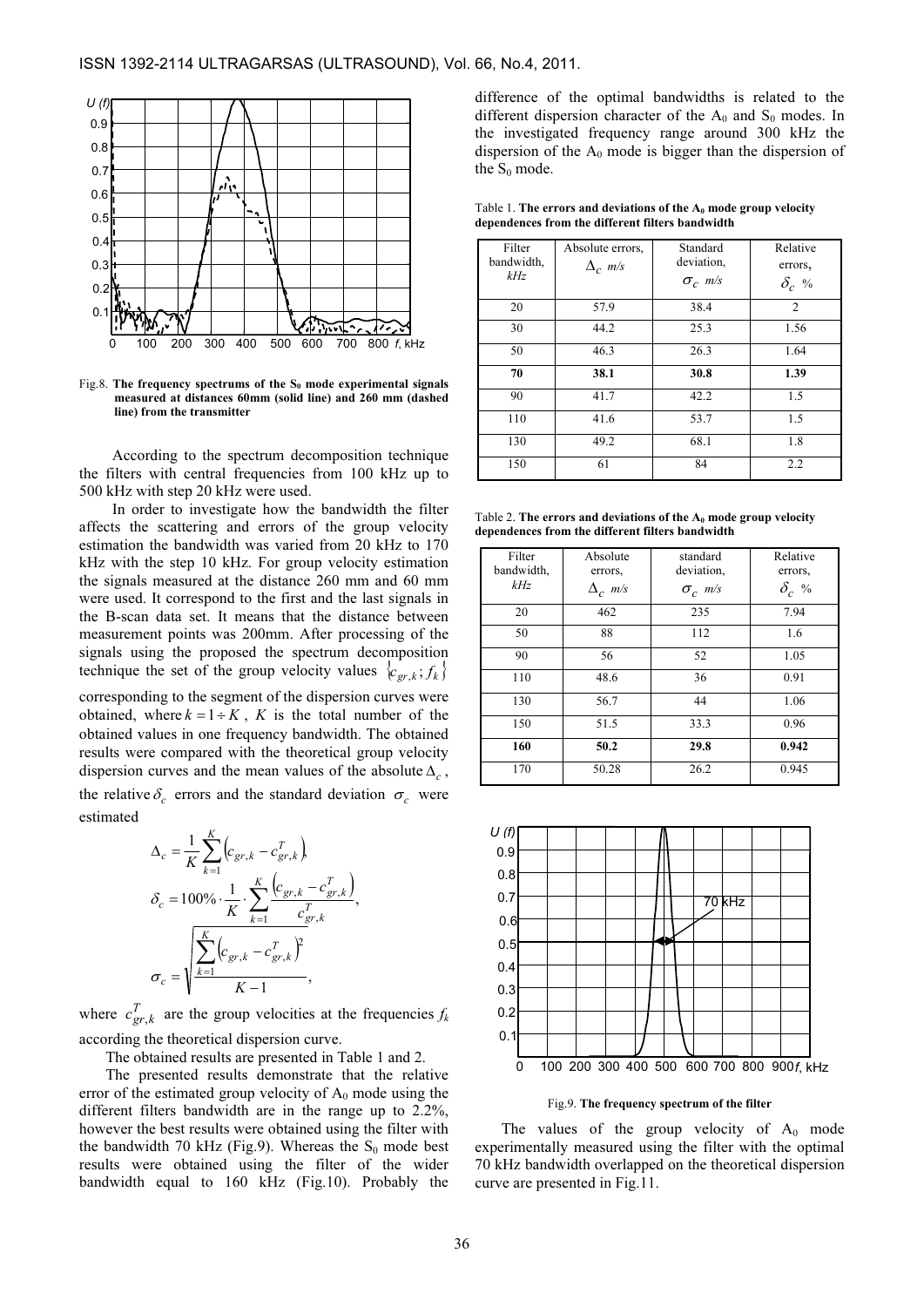Fig.8. **The frequency spectrums of the $S_0$ mode experimental signals measured at distances 60mm (solid line) and 260 mm (dashed line) from the transmitter**

According to the spectrum decomposition technique the filters with central frequencies from 100 kHz up to 500 kHz with step 20 kHz were used.

In order to investigate how the bandwidth the filter affects the scattering and errors of the group velocity estimation the bandwidth was varied from 20 kHz to 170 kHz with the step 10 kHz. For group velocity estimation the signals measured at the distance 260 mm and 60 mm were used. It correspond to the first and the last signals in the B-scan data set. It means that the distance between measurement points was 200mm. After processing of the signals using the proposed the spectrum decomposition technique the set of the group velocity values $\{c_{gr,k}; f_k\}$ corresponding to the segment of the dispersion curves were obtained, where $k = 1 \div K$, $K$ is the total number of the obtained values in one frequency bandwidth. The obtained results were compared with the theoretical group velocity dispersion curves and the mean values of the absolute $\Delta_c$, the relative $\delta_c$ errors and the standard deviation $\sigma_c$ were estimated

$$\Delta_c = \frac{1}{K}\sum_{k=1}^{K}\left(c_{gr,k} - c_{gr,k}^{T}\right),$$

$$\delta_c = 100\% \cdot \frac{1}{K} \cdot \sum_{k=1}^{K} \frac{\left(c_{gr,k} - c_{gr,k}^{T}\right)}{c_{gr,k}^{T}},$$

$$\sigma_c = \sqrt{\frac{\sum_{k=1}^{K}\left(c_{gr,k} - c_{gr,k}^{T}\right)^2}{K-1}},$$

where $c_{gr,k}^{T}$ are the group velocities at the frequencies $f_k$ according the theoretical dispersion curve.

The obtained results are presented in Table 1 and 2.

The presented results demonstrate that the relative error of the estimated group velocity of $A_0$ mode using the different filters bandwidth are in the range up to 2.2%, however the best results were obtained using the filter with the bandwidth 70 kHz (Fig.9). Whereas the $S_0$ mode best results were obtained using the filter of the wider bandwidth equal to 160 kHz (Fig.10). Probably the difference of the optimal bandwidths is related to the different dispersion character of the $A_0$ and $S_0$ modes. In the investigated frequency range around 300 kHz the dispersion of the $A_0$ mode is bigger than the dispersion of the $S_0$ mode.

Table 1. **The errors and deviations of the $A_0$ mode group velocity dependences from the different filters bandwidth**

| Filter bandwidth, *kHz* | Absolute errors, $\Delta_c$ *m/s* | Standard deviation, $\sigma_c$ *m/s* | Relative errors, $\delta_c$ % |
|---|---|---|---|
| 20 | 57.9 | 38.4 | 2 |
| 30 | 44.2 | 25.3 | 1.56 |
| 50 | 46.3 | 26.3 | 1.64 |
| **70** | **38.1** | **30.8** | **1.39** |
| 90 | 41.7 | 42.2 | 1.5 |
| 110 | 41.6 | 53.7 | 1.5 |
| 130 | 49.2 | 68.1 | 1.8 |
| 150 | 61 | 84 | 2.2 |

Table 2. **The errors and deviations of the $A_0$ mode group velocity dependences from the different filters bandwidth**

| Filter bandwidth, *kHz* | Absolute errors, $\Delta_c$ *m/s* | standard deviation, $\sigma_c$ *m/s* | Relative errors, $\delta_c$ % |
|---|---|---|---|
| 20 | 462 | 235 | 7.94 |
| 50 | 88 | 112 | 1.6 |
| 90 | 56 | 52 | 1.05 |
| 110 | 48.6 | 36 | 0.91 |
| 130 | 56.7 | 44 | 1.06 |
| 150 | 51.5 | 33.3 | 0.96 |
| **160** | **50.2** | **29.8** | **0.942** |
| 170 | 50.28 | 26.2 | 0.945 |

Fig.9. **The frequency spectrum of the filter**

The values of the group velocity of $A_0$ mode experimentally measured using the filter with the optimal 70 kHz bandwidth overlapped on the theoretical dispersion curve are presented in Fig.11.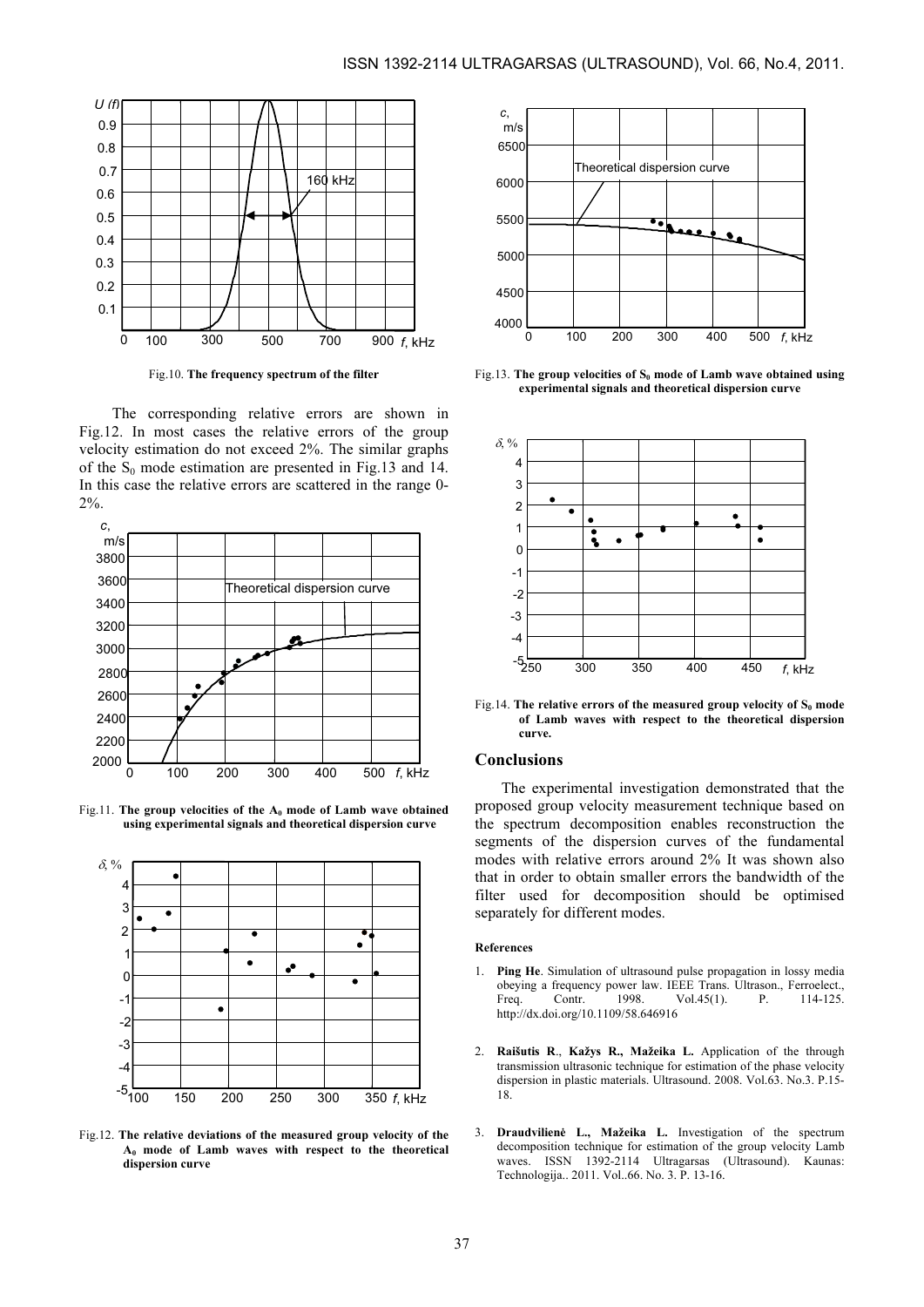Fig.10. **The frequency spectrum of the filter**

The corresponding relative errors are shown in Fig.12. In most cases the relative errors of the group velocity estimation do not exceed 2%. The similar graphs of the $S_0$ mode estimation are presented in Fig.13 and 14. In this case the relative errors are scattered in the range 0-2%.

Fig.11. **The group velocities of the $A_0$ mode of Lamb wave obtained using experimental signals and theoretical dispersion curve**

Fig.12. **The relative deviations of the measured group velocity of the $A_0$ mode of Lamb waves with respect to the theoretical dispersion curve**

Fig.13. **The group velocities of $S_0$ mode of Lamb wave obtained using experimental signals and theoretical dispersion curve**

Fig.14. **The relative errors of the measured group velocity of $S_0$ mode of Lamb waves with respect to the theoretical dispersion curve.**

## Conclusions

The experimental investigation demonstrated that the proposed group velocity measurement technique based on the spectrum decomposition enables reconstruction the segments of the dispersion curves of the fundamental modes with relative errors around 2% It was shown also that in order to obtain smaller errors the bandwidth of the filter used for decomposition should be optimised separately for different modes.

#### References

1. **Ping He**. Simulation of ultrasound pulse propagation in lossy media obeying a frequency power law. IEEE Trans. Ultrason., Ferroelect., Freq. Contr. 1998. Vol.45(1). P. 114-125. http://dx.doi.org/10.1109/58.646916

2. **Raišutis R**., **Kažys R., Mažeika L.** Application of the through transmission ultrasonic technique for estimation of the phase velocity dispersion in plastic materials. Ultrasound. 2008. Vol.63. No.3. P.15-18.

3. **Draudvilienė L., Mažeika L.** Investigation of the spectrum decomposition technique for estimation of the group velocity Lamb waves. ISSN 1392-2114 Ultragarsas (Ultrasound). Kaunas: Technologija.. 2011. Vol..66. No. 3. P. 13-16.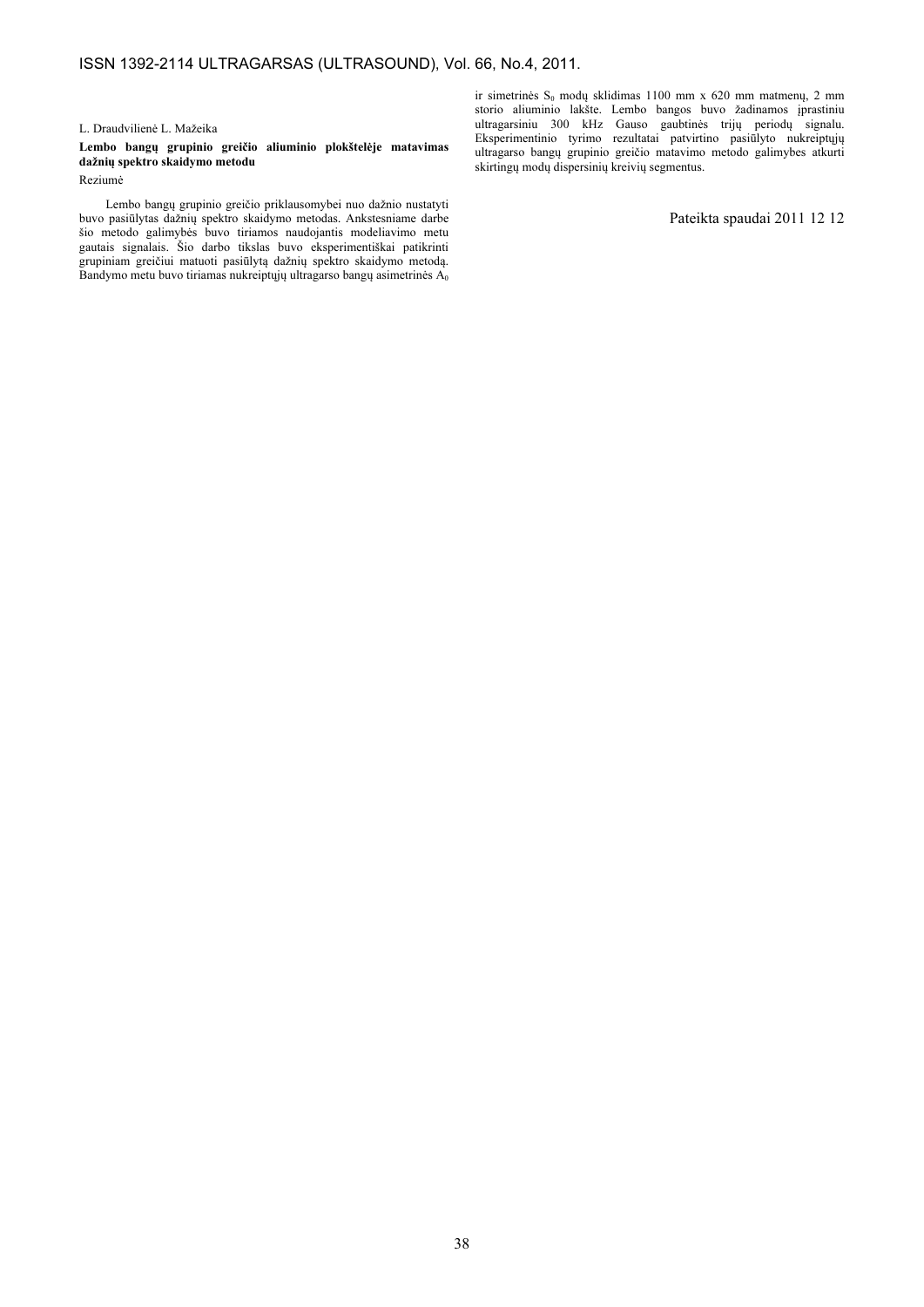L. Draudvilienė L. Mažeika

**Lembo bangų grupinio greičio aliuminio plokštelėje matavimas dažnių spektro skaidymo metodu**

Reziumė

Lembo bangų grupinio greičio priklausomybei nuo dažnio nustatyti buvo pasiūlytas dažnių spektro skaidymo metodas. Ankstesniame darbe šio metodo galimybės buvo tiriamos naudojantis modeliavimo metu gautais signalais. Šio darbo tikslas buvo eksperimentiškai patikrinti grupiniam greičiui matuoti pasiūlytą dažnių spektro skaidymo metodą. Bandymo metu buvo tiriamas nukreiptųjų ultragarso bangų asimetrinės $A_0$ ir simetrinės $S_0$ modų sklidimas 1100 mm x 620 mm matmenų, 2 mm storio aliuminio lakšte. Lembo bangos buvo žadinamos įprastiniu ultragarsiniu 300 kHz Gauso gaubtinės trijų periodų signalu. Eksperimentinio tyrimo rezultatai patvirtino pasiūlyto nukreiptųjų ultragarso bangų grupinio greičio matavimo metodo galimybes atkurti skirtingų modų dispersinių kreivių segmentus.

Pateikta spaudai 2011 12 12